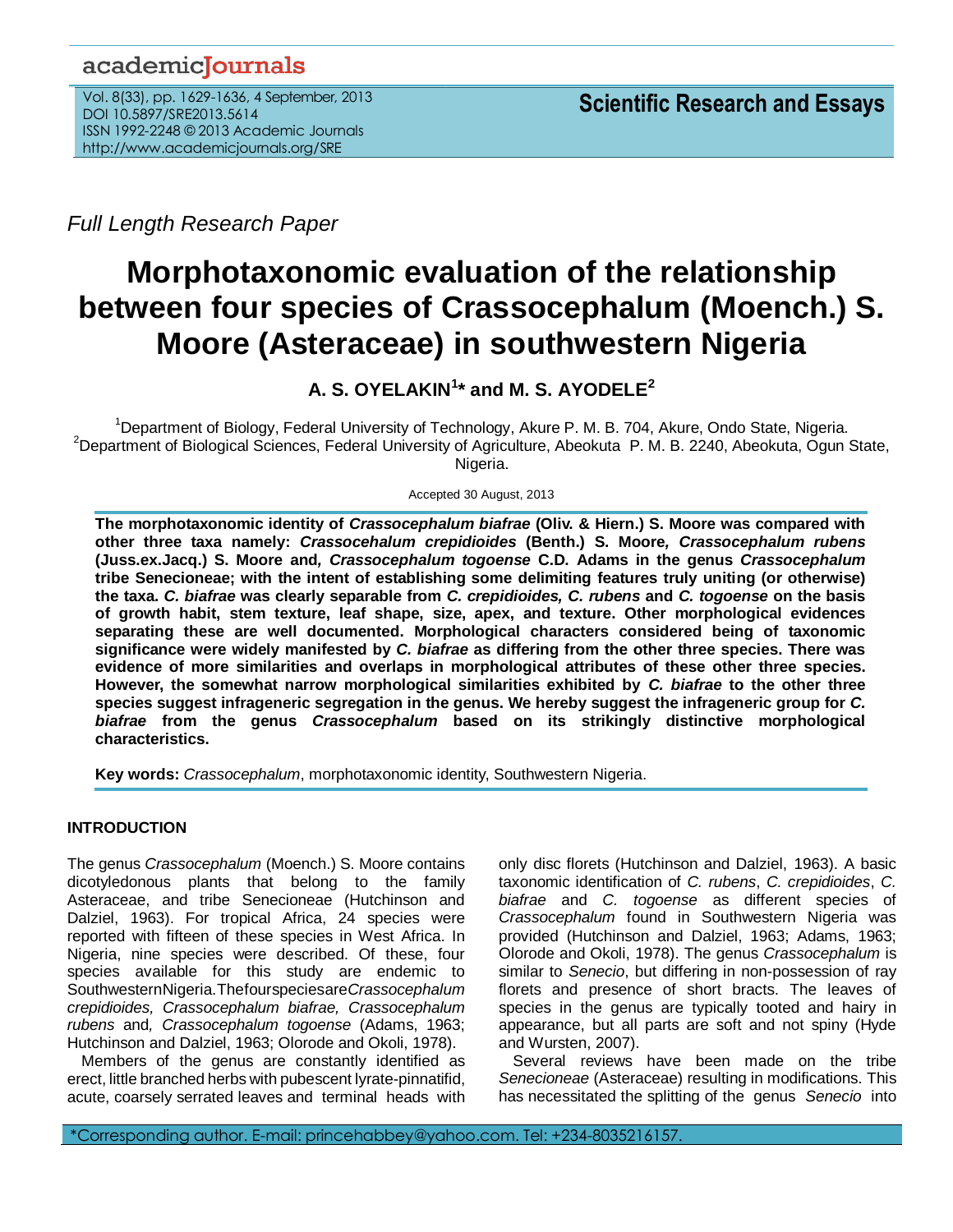*Full Length Research Paper*

# Morphotaxonomic evaluation of the relationship between four species of Crassocephalum (Moench.) S. Moore (Asteraceae) in southwestern Nigeria

**A. S. OYELAKIN[1]* and M. S. AYODELE[2]**

[1]Department of Biology, Federal University of Technology, Akure P. M. B. 704, Akure, Ondo State, Nigeria.
[2]Department of Biological Sciences, Federal University of Agriculture, Abeokuta P. M. B. 2240, Abeokuta, Ogun State, Nigeria.

Accepted 30 August, 2013

**The morphotaxonomic identity of *Crassocephalum biafrae* (Oliv. & Hiern.) S. Moore was compared with other three taxa namely: *Crassocehalum crepidioides* (Benth.) S. Moore, *Crassocephalum rubens* (Juss.ex.Jacq.) S. Moore and, *Crassocephalum togoense* C.D. Adams in the genus *Crassocephalum* tribe Senecioneae; with the intent of establishing some delimiting features truly uniting (or otherwise) the taxa. *C. biafrae* was clearly separable from *C. crepidioides, C. rubens* and *C. togoense* on the basis of growth habit, stem texture, leaf shape, size, apex, and texture. Other morphological evidences separating these are well documented. Morphological characters considered being of taxonomic significance were widely manifested by *C. biafrae* as differing from the other three species. There was evidence of more similarities and overlaps in morphological attributes of these other three species. However, the somewhat narrow morphological similarities exhibited by *C. biafrae* to the other three species suggest infrageneric segregation in the genus. We hereby suggest the infrageneric group for *C. biafrae* from the genus *Crassocephalum* based on its strikingly distinctive morphological characteristics.**

**Key words:** *Crassocephalum*, morphotaxonomic identity, Southwestern Nigeria.

## INTRODUCTION

The genus *Crassocephalum* (Moench.) S. Moore contains dicotyledonous plants that belong to the family Asteraceae, and tribe Senecioneae (Hutchinson and Dalziel, 1963). For tropical Africa, 24 species were reported with fifteen of these species in West Africa. In Nigeria, nine species were described. Of these, four species available for this study are endemic to SouthwesternNigeria.Thefourspeciesare*Crassocephalum crepidioides, Crassocephalum biafrae, Crassocephalum rubens* and, *Crassocephalum togoense* (Adams, 1963; Hutchinson and Dalziel, 1963; Olorode and Okoli, 1978).

Members of the genus are constantly identified as erect, little branched herbs with pubescent lyrate-pinnatifid, acute, coarsely serrated leaves and terminal heads with only disc florets (Hutchinson and Dalziel, 1963). A basic taxonomic identification of *C. rubens*, *C. crepidioides*, *C. biafrae* and *C. togoense* as different species of *Crassocephalum* found in Southwestern Nigeria was provided (Hutchinson and Dalziel, 1963; Adams, 1963; Olorode and Okoli, 1978). The genus *Crassocephalum* is similar to *Senecio*, but differing in non-possession of ray florets and presence of short bracts. The leaves of species in the genus are typically tooted and hairy in appearance, but all parts are soft and not spiny (Hyde and Wursten, 2007).

Several reviews have been made on the tribe *Senecioneae* (Asteraceae) resulting in modifications. This has necessitated the splitting of the genus *Senecio* into

*Corresponding author. E-mail: princehabbey@yahoo.com. Tel: +234-8035216157.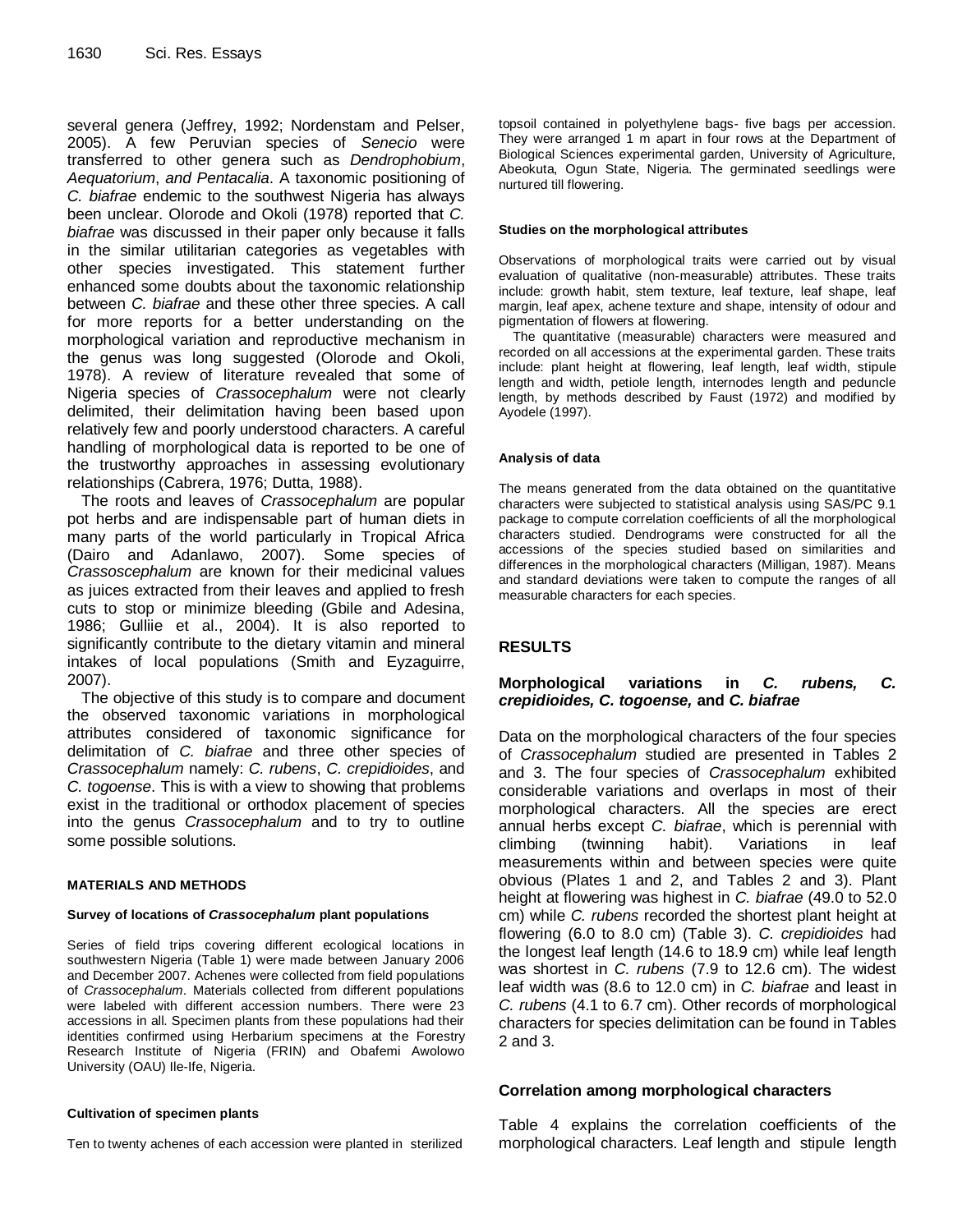several genera (Jeffrey, 1992; Nordenstam and Pelser, 2005). A few Peruvian species of *Senecio* were transferred to other genera such as *Dendrophobium*, *Aequatorium*, *and Pentacalia*. A taxonomic positioning of *C. biafrae* endemic to the southwest Nigeria has always been unclear. Olorode and Okoli (1978) reported that *C. biafrae* was discussed in their paper only because it falls in the similar utilitarian categories as vegetables with other species investigated. This statement further enhanced some doubts about the taxonomic relationship between *C. biafrae* and these other three species. A call for more reports for a better understanding on the morphological variation and reproductive mechanism in the genus was long suggested (Olorode and Okoli, 1978). A review of literature revealed that some of Nigeria species of *Crassocephalum* were not clearly delimited, their delimitation having been based upon relatively few and poorly understood characters. A careful handling of morphological data is reported to be one of the trustworthy approaches in assessing evolutionary relationships (Cabrera, 1976; Dutta, 1988).

The roots and leaves of *Crassocephalum* are popular pot herbs and are indispensable part of human diets in many parts of the world particularly in Tropical Africa (Dairo and Adanlawo, 2007). Some species of *Crassoscephalum* are known for their medicinal values as juices extracted from their leaves and applied to fresh cuts to stop or minimize bleeding (Gbile and Adesina, 1986; Gulliie et al., 2004). It is also reported to significantly contribute to the dietary vitamin and mineral intakes of local populations (Smith and Eyzaguirre, 2007).

The objective of this study is to compare and document the observed taxonomic variations in morphological attributes considered of taxonomic significance for delimitation of *C. biafrae* and three other species of *Crassocephalum* namely: *C. rubens*, *C. crepidioides*, and *C. togoense*. This is with a view to showing that problems exist in the traditional or orthodox placement of species into the genus *Crassocephalum* and to try to outline some possible solutions.

## MATERIALS AND METHODS

### Survey of locations of *Crassocephalum* plant populations

Series of field trips covering different ecological locations in southwestern Nigeria (Table 1) were made between January 2006 and December 2007. Achenes were collected from field populations of *Crassocephalum*. Materials collected from different populations were labeled with different accession numbers. There were 23 accessions in all. Specimen plants from these populations had their identities confirmed using Herbarium specimens at the Forestry Research Institute of Nigeria (FRIN) and Obafemi Awolowo University (OAU) Ile-Ife, Nigeria.

### Cultivation of specimen plants

Ten to twenty achenes of each accession were planted in sterilized topsoil contained in polyethylene bags- five bags per accession. They were arranged 1 m apart in four rows at the Department of Biological Sciences experimental garden, University of Agriculture, Abeokuta, Ogun State, Nigeria. The germinated seedlings were nurtured till flowering.

### Studies on the morphological attributes

Observations of morphological traits were carried out by visual evaluation of qualitative (non-measurable) attributes. These traits include: growth habit, stem texture, leaf texture, leaf shape, leaf margin, leaf apex, achene texture and shape, intensity of odour and pigmentation of flowers at flowering.

The quantitative (measurable) characters were measured and recorded on all accessions at the experimental garden. These traits include: plant height at flowering, leaf length, leaf width, stipule length and width, petiole length, internodes length and peduncle length, by methods described by Faust (1972) and modified by Ayodele (1997).

### Analysis of data

The means generated from the data obtained on the quantitative characters were subjected to statistical analysis using SAS/PC 9.1 package to compute correlation coefficients of all the morphological characters studied. Dendrograms were constructed for all the accessions of the species studied based on similarities and differences in the morphological characters (Milligan, 1987). Means and standard deviations were taken to compute the ranges of all measurable characters for each species.

## RESULTS

### Morphological variations in *C. rubens, C. crepidioides, C. togoense,* and *C. biafrae*

Data on the morphological characters of the four species of *Crassocephalum* studied are presented in Tables 2 and 3. The four species of *Crassocephalum* exhibited considerable variations and overlaps in most of their morphological characters. All the species are erect annual herbs except *C. biafrae*, which is perennial with climbing (twinning habit). Variations in leaf measurements within and between species were quite obvious (Plates 1 and 2, and Tables 2 and 3). Plant height at flowering was highest in *C. biafrae* (49.0 to 52.0 cm) while *C. rubens* recorded the shortest plant height at flowering (6.0 to 8.0 cm) (Table 3). *C. crepidioides* had the longest leaf length (14.6 to 18.9 cm) while leaf length was shortest in *C. rubens* (7.9 to 12.6 cm). The widest leaf width was (8.6 to 12.0 cm) in *C. biafrae* and least in *C. rubens* (4.1 to 6.7 cm). Other records of morphological characters for species delimitation can be found in Tables 2 and 3.

### Correlation among morphological characters

Table 4 explains the correlation coefficients of the morphological characters. Leaf length and stipule length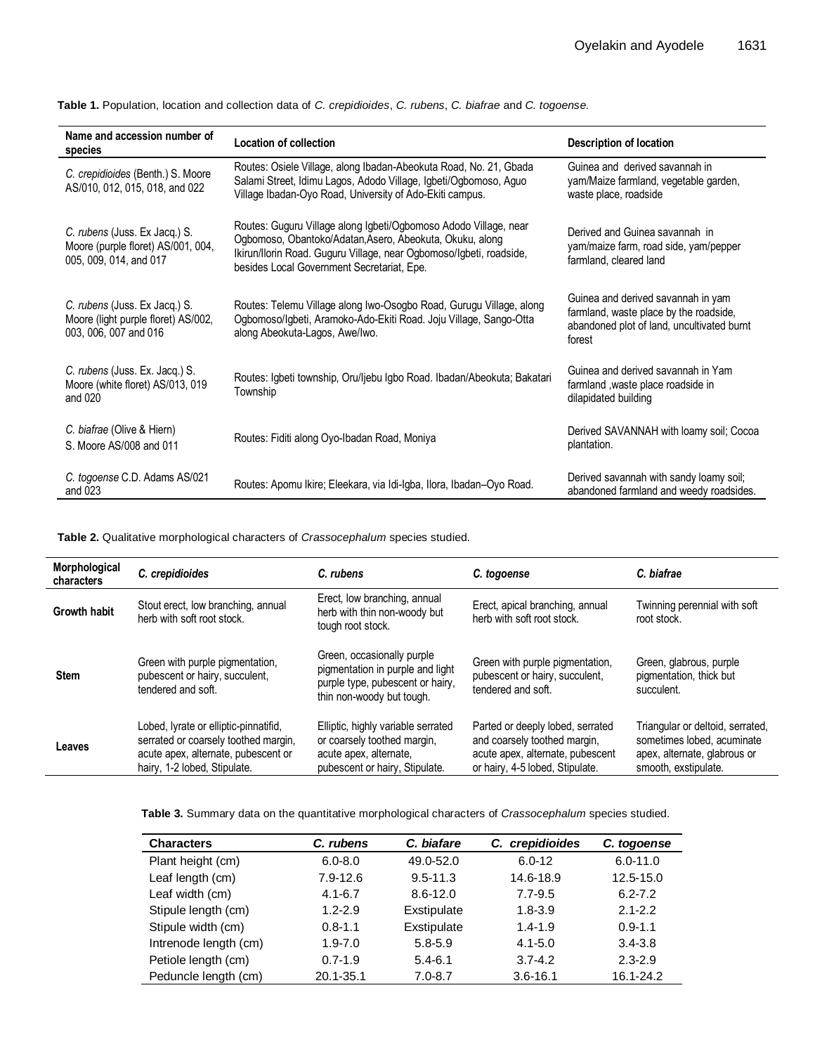**Table 1.** Population, location and collection data of *C. crepidioides*, *C. rubens*, *C. biafrae* and *C. togoense.*

| Name and accession number of species | Location of collection | Description of location |
|---|---|---|
| *C. crepidioides* (Benth.) S. Moore AS/010, 012, 015, 018, and 022 | Routes: Osiele Village, along Ibadan-Abeokuta Road, No. 21, Gbada Salami Street, Idimu Lagos, Adodo Village, Igbeti/Ogbomoso, Aguo Village Ibadan-Oyo Road, University of Ado-Ekiti campus. | Guinea and derived savannah in yam/Maize farmland, vegetable garden, waste place, roadside |
| *C. rubens* (Juss. Ex Jacq.) S. Moore (purple floret) AS/001, 004, 005, 009, 014, and 017 | Routes: Guguru Village along Igbeti/Ogbomoso Adodo Village, near Ogbomoso, Obantoko/Adatan,Asero, Abeokuta, Okuku, along Ikirun/Ilorin Road. Guguru Village, near Ogbomoso/Igbeti, roadside, besides Local Government Secretariat, Epe. | Derived and Guinea savannah in yam/maize farm, road side, yam/pepper farmland, cleared land |
| *C. rubens* (Juss. Ex Jacq.) S. Moore (light purple floret) AS/002, 003, 006, 007 and 016 | Routes: Telemu Village along Iwo-Osogbo Road, Gurugu Village, along Ogbomoso/Igbeti, Aramoko-Ado-Ekiti Road. Joju Village, Sango-Otta along Abeokuta-Lagos, Awe/Iwo. | Guinea and derived savannah in yam farmland, waste place by the roadside, abandoned plot of land, uncultivated burnt forest |
| *C. rubens* (Juss. Ex. Jacq.) S. Moore (white floret) AS/013, 019 and 020 | Routes: Igbeti township, Oru/Ijebu Igbo Road. Ibadan/Abeokuta; Bakatari Township | Guinea and derived savannah in Yam farmland ,waste place roadside in dilapidated building |
| *C. biafrae* (Olive & Hiern) S. Moore AS/008 and 011 | Routes: Fiditi along Oyo-Ibadan Road, Moniya | Derived SAVANNAH with loamy soil; Cocoa plantation. |
| *C. togoense* C.D. Adams AS/021 and 023 | Routes: Apomu Ikire; Eleekara, via Idi-Igba, Ilora, Ibadan–Oyo Road. | Derived savannah with sandy loamy soil; abandoned farmland and weedy roadsides. |

**Table 2.** Qualitative morphological characters of *Crassocephalum* species studied.

| Morphological characters | *C. crepidioides* | *C. rubens* | *C. togoense* | *C. biafrae* |
|---|---|---|---|---|
| **Growth habit** | Stout erect, low branching, annual herb with soft root stock. | Erect, low branching, annual herb with thin non-woody but tough root stock. | Erect, apical branching, annual herb with soft root stock. | Twinning perennial with soft root stock. |
| **Stem** | Green with purple pigmentation, pubescent or hairy, succulent, tendered and soft. | Green, occasionally purple pigmentation in purple and light purple type, pubescent or hairy, thin non-woody but tough. | Green with purple pigmentation, pubescent or hairy, succulent, tendered and soft. | Green, glabrous, purple pigmentation, thick but succulent. |
| **Leaves** | Lobed, lyrate or elliptic-pinnatifid, serrated or coarsely toothed margin, acute apex, alternate, pubescent or hairy, 1-2 lobed, Stipulate. | Elliptic, highly variable serrated or coarsely toothed margin, acute apex, alternate, pubescent or hairy, Stipulate. | Parted or deeply lobed, serrated and coarsely toothed margin, acute apex, alternate, pubescent or hairy, 4-5 lobed, Stipulate. | Triangular or deltoid, serrated, sometimes lobed, acuminate apex, alternate, glabrous or smooth, exstipulate. |

**Table 3.** Summary data on the quantitative morphological characters of *Crassocephalum* species studied.

| Characters | *C. rubens* | *C. biafare* | *C. crepidioides* | *C. togoense* |
|---|---|---|---|---|
| Plant height (cm) | 6.0-8.0 | 49.0-52.0 | 6.0-12 | 6.0-11.0 |
| Leaf length (cm) | 7.9-12.6 | 9.5-11.3 | 14.6-18.9 | 12.5-15.0 |
| Leaf width (cm) | 4.1-6.7 | 8.6-12.0 | 7.7-9.5 | 6.2-7.2 |
| Stipule length (cm) | 1.2-2.9 | Exstipulate | 1.8-3.9 | 2.1-2.2 |
| Stipule width (cm) | 0.8-1.1 | Exstipulate | 1.4-1.9 | 0.9-1.1 |
| Intrenode length (cm) | 1.9-7.0 | 5.8-5.9 | 4.1-5.0 | 3.4-3.8 |
| Petiole length (cm) | 0.7-1.9 | 5.4-6.1 | 3.7-4.2 | 2.3-2.9 |
| Peduncle length (cm) | 20.1-35.1 | 7.0-8.7 | 3.6-16.1 | 16.1-24.2 |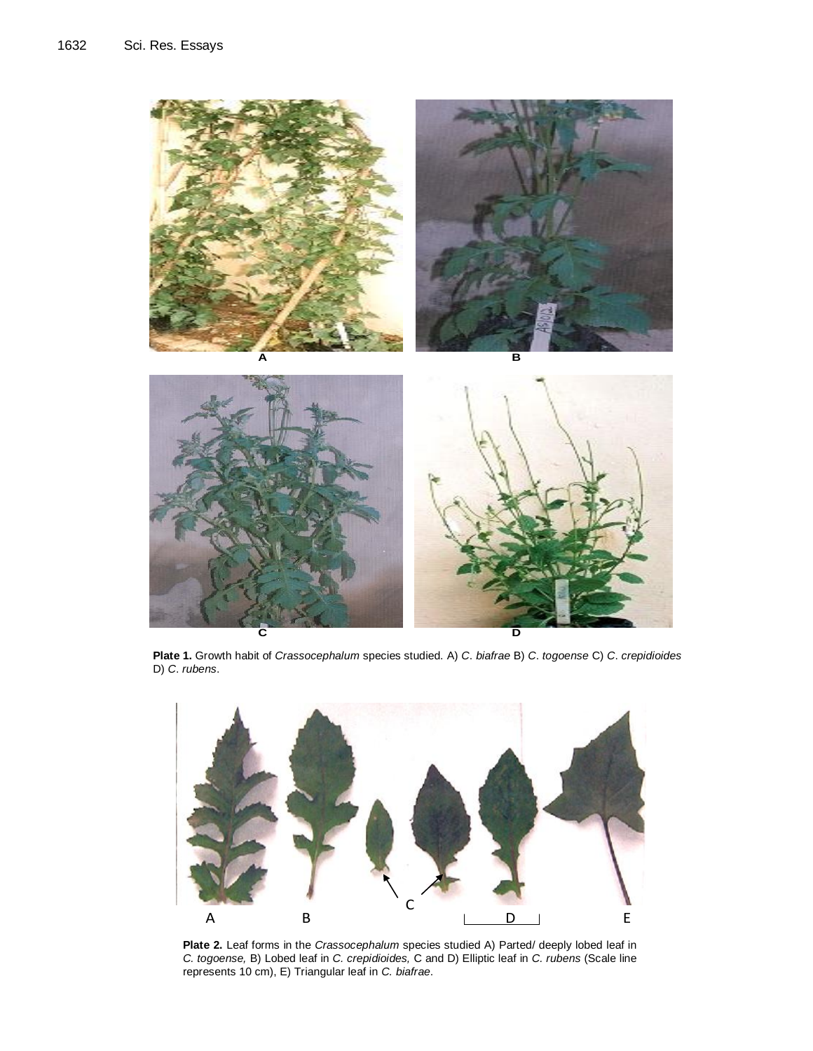**Plate 1.** Growth habit of *Crassocephalum* species studied. A) *C. biafrae* B) *C. togoense* C) *C. crepidioides* D) *C. rubens*.

**Plate 2.** Leaf forms in the *Crassocephalum* species studied A) Parted/ deeply lobed leaf in *C. togoense,* B) Lobed leaf in *C. crepidioides,* C and D) Elliptic leaf in *C. rubens* (Scale line represents 10 cm), E) Triangular leaf in *C. biafrae*.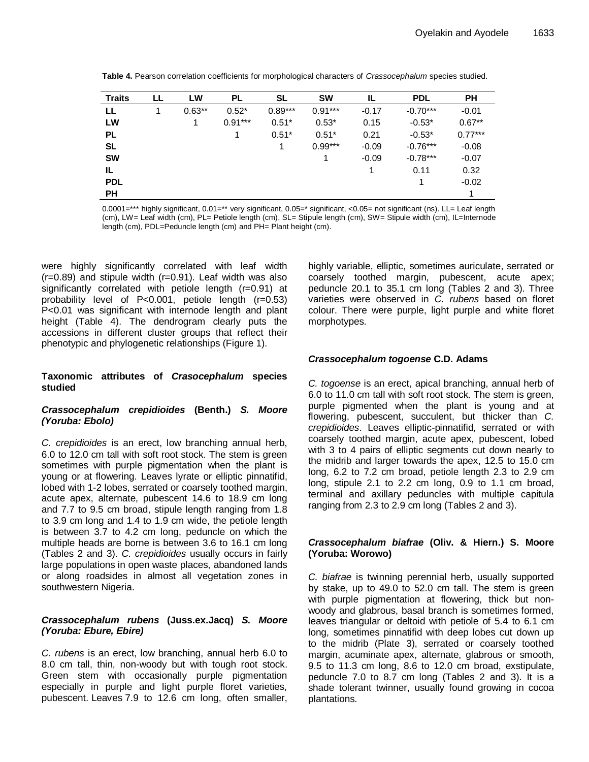**Table 4.** Pearson correlation coefficients for morphological characters of *Crassocephalum* species studied.

| Traits | LL | LW | PL | SL | SW | IL | PDL | PH |
|---|---|---|---|---|---|---|---|---|
| **LL** | 1 | 0.63** | 0.52* | 0.89*** | 0.91*** | -0.17 | -0.70*** | -0.01 |
| **LW** | | 1 | 0.91*** | 0.51* | 0.53* | 0.15 | -0.53* | 0.67** |
| **PL** | | | 1 | 0.51* | 0.51* | 0.21 | -0.53* | 0.77*** |
| **SL** | | | | 1 | 0.99*** | -0.09 | -0.76*** | -0.08 |
| **SW** | | | | | 1 | -0.09 | -0.78*** | -0.07 |
| **IL** | | | | | | 1 | 0.11 | 0.32 |
| **PDL** | | | | | | | 1 | -0.02 |
| **PH** | | | | | | | | 1 |

0.0001=*** highly significant, 0.01=** very significant, 0.05=* significant, <0.05= not significant (ns). LL= Leaf length (cm), LW= Leaf width (cm), PL= Petiole length (cm), SL= Stipule length (cm), SW= Stipule width (cm), IL=Internode length (cm), PDL=Peduncle length (cm) and PH= Plant height (cm).

were highly significantly correlated with leaf width (r=0.89) and stipule width (r=0.91). Leaf width was also significantly correlated with petiole length (r=0.91) at probability level of P<0.001, petiole length (r=0.53) P<0.01 was significant with internode length and plant height (Table 4). The dendrogram clearly puts the accessions in different cluster groups that reflect their phenotypic and phylogenetic relationships (Figure 1).

### Taxonomic attributes of *Crasocephalum* species studied

#### *Crassocephalum crepidioides* (Benth.) *S. Moore (Yoruba: Ebolo)*

*C. crepidioides* is an erect, low branching annual herb, 6.0 to 12.0 cm tall with soft root stock. The stem is green sometimes with purple pigmentation when the plant is young or at flowering. Leaves lyrate or elliptic pinnatifid, lobed with 1-2 lobes, serrated or coarsely toothed margin, acute apex, alternate, pubescent 14.6 to 18.9 cm long and 7.7 to 9.5 cm broad, stipule length ranging from 1.8 to 3.9 cm long and 1.4 to 1.9 cm wide, the petiole length is between 3.7 to 4.2 cm long, peduncle on which the multiple heads are borne is between 3.6 to 16.1 cm long (Tables 2 and 3). *C. crepidioides* usually occurs in fairly large populations in open waste places, abandoned lands or along roadsides in almost all vegetation zones in southwestern Nigeria.

#### *Crassocephalum rubens* (Juss.ex.Jacq) *S. Moore (Yoruba: Ebure, Ebire)*

*C. rubens* is an erect, low branching, annual herb 6.0 to 8.0 cm tall, thin, non-woody but with tough root stock. Green stem with occasionally purple pigmentation especially in purple and light purple floret varieties, pubescent. Leaves 7.9 to 12.6 cm long, often smaller, highly variable, elliptic, sometimes auriculate, serrated or coarsely toothed margin, pubescent, acute apex; peduncle 20.1 to 35.1 cm long (Tables 2 and 3). Three varieties were observed in *C. rubens* based on floret colour. There were purple, light purple and white floret morphotypes.

#### *Crassocephalum togoense* C.D. Adams

*C. togoense* is an erect, apical branching, annual herb of 6.0 to 11.0 cm tall with soft root stock. The stem is green, purple pigmented when the plant is young and at flowering, pubescent, succulent, but thicker than *C. crepidioides*. Leaves elliptic-pinnatifid, serrated or with coarsely toothed margin, acute apex, pubescent, lobed with 3 to 4 pairs of elliptic segments cut down nearly to the midrib and larger towards the apex, 12.5 to 15.0 cm long, 6.2 to 7.2 cm broad, petiole length 2.3 to 2.9 cm long, stipule 2.1 to 2.2 cm long, 0.9 to 1.1 cm broad, terminal and axillary peduncles with multiple capitula ranging from 2.3 to 2.9 cm long (Tables 2 and 3).

#### *Crassocephalum biafrae* (Oliv. & Hiern.) S. Moore (Yoruba: Worowo)

*C. biafrae* is twinning perennial herb, usually supported by stake, up to 49.0 to 52.0 cm tall. The stem is green with purple pigmentation at flowering, thick but non-woody and glabrous, basal branch is sometimes formed, leaves triangular or deltoid with petiole of 5.4 to 6.1 cm long, sometimes pinnatifid with deep lobes cut down up to the midrib (Plate 3), serrated or coarsely toothed margin, acuminate apex, alternate, glabrous or smooth, 9.5 to 11.3 cm long, 8.6 to 12.0 cm broad, exstipulate, peduncle 7.0 to 8.7 cm long (Tables 2 and 3). It is a shade tolerant twinner, usually found growing in cocoa plantations.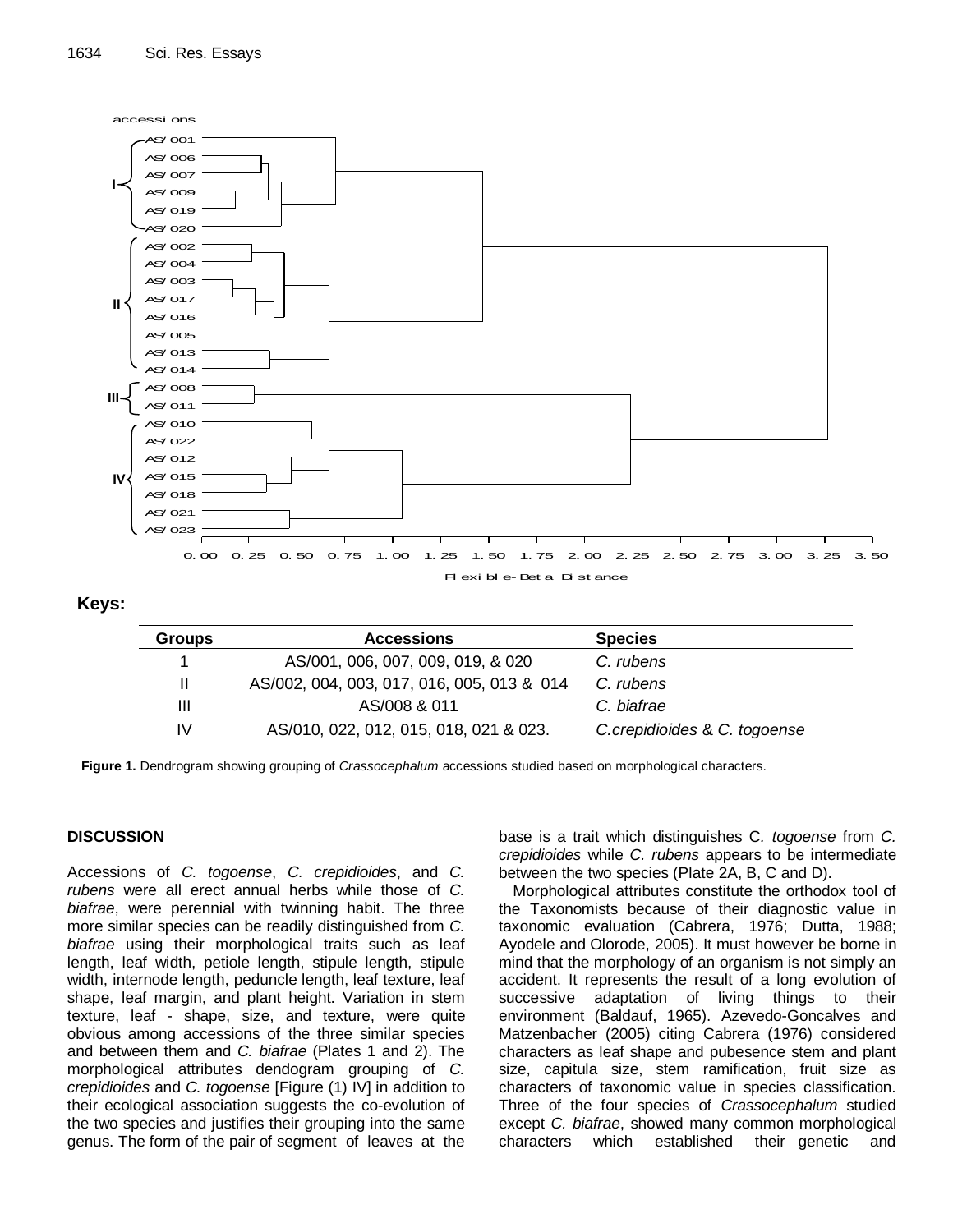Keys:

| Groups | Accessions | Species |
|---|---|---|
| 1 | AS/001, 006, 007, 009, 019, & 020 | *C. rubens* |
| II | AS/002, 004, 003, 017, 016, 005, 013 & 014 | *C. rubens* |
| III | AS/008 & 011 | *C. biafrae* |
| IV | AS/010, 022, 012, 015, 018, 021 & 023. | *C.crepidioides* & *C. togoense* |

**Figure 1.** Dendrogram showing grouping of *Crassocephalum* accessions studied based on morphological characters.

## DISCUSSION

Accessions of *C. togoense*, *C. crepidioides*, and *C. rubens* were all erect annual herbs while those of *C. biafrae*, were perennial with twinning habit. The three more similar species can be readily distinguished from *C. biafrae* using their morphological traits such as leaf length, leaf width, petiole length, stipule length, stipule width, internode length, peduncle length, leaf texture, leaf shape, leaf margin, and plant height. Variation in stem texture, leaf - shape, size, and texture, were quite obvious among accessions of the three similar species and between them and *C. biafrae* (Plates 1 and 2). The morphological attributes dendogram grouping of *C. crepidioides* and *C. togoense* [Figure (1) IV] in addition to their ecological association suggests the co-evolution of the two species and justifies their grouping into the same genus. The form of the pair of segment of leaves at the base is a trait which distinguishes C*. togoense* from *C. crepidioides* while *C. rubens* appears to be intermediate between the two species (Plate 2A, B, C and D).

Morphological attributes constitute the orthodox tool of the Taxonomists because of their diagnostic value in taxonomic evaluation (Cabrera, 1976; Dutta, 1988; Ayodele and Olorode, 2005). It must however be borne in mind that the morphology of an organism is not simply an accident. It represents the result of a long evolution of successive adaptation of living things to their environment (Baldauf, 1965). Azevedo-Goncalves and Matzenbacher (2005) citing Cabrera (1976) considered characters as leaf shape and pubesence stem and plant size, capitula size, stem ramification, fruit size as characters of taxonomic value in species classification. Three of the four species of *Crassocephalum* studied except *C. biafrae*, showed many common morphological characters which established their genetic and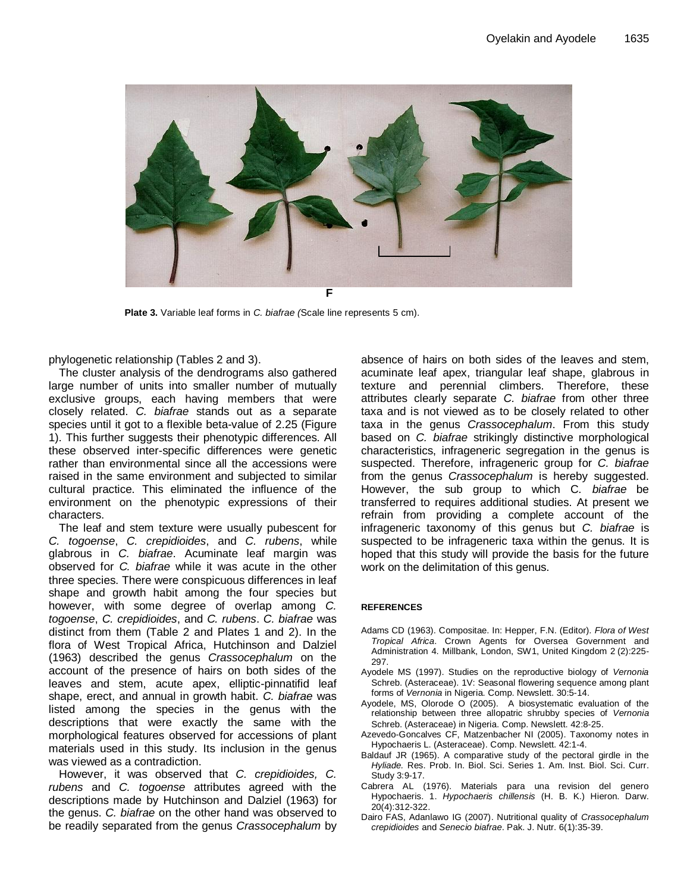F

**Plate 3.** Variable leaf forms in *C. biafrae (*Scale line represents 5 cm).

phylogenetic relationship (Tables 2 and 3).

The cluster analysis of the dendrograms also gathered large number of units into smaller number of mutually exclusive groups, each having members that were closely related. *C. biafrae* stands out as a separate species until it got to a flexible beta-value of 2.25 (Figure 1). This further suggests their phenotypic differences. All these observed inter-specific differences were genetic rather than environmental since all the accessions were raised in the same environment and subjected to similar cultural practice. This eliminated the influence of the environment on the phenotypic expressions of their characters.

The leaf and stem texture were usually pubescent for *C. togoense*, *C. crepidioides*, and *C. rubens*, while glabrous in *C. biafrae*. Acuminate leaf margin was observed for *C. biafrae* while it was acute in the other three species. There were conspicuous differences in leaf shape and growth habit among the four species but however, with some degree of overlap among *C. togoense*, *C. crepidioides*, and *C. rubens*. *C. biafrae* was distinct from them (Table 2 and Plates 1 and 2). In the flora of West Tropical Africa, Hutchinson and Dalziel (1963) described the genus *Crassocephalum* on the account of the presence of hairs on both sides of the leaves and stem, acute apex, elliptic-pinnatifid leaf shape, erect, and annual in growth habit. *C. biafrae* was listed among the species in the genus with the descriptions that were exactly the same with the morphological features observed for accessions of plant materials used in this study. Its inclusion in the genus was viewed as a contradiction.

However, it was observed that *C. crepidioides, C. rubens* and *C. togoense* attributes agreed with the descriptions made by Hutchinson and Dalziel (1963) for the genus. *C. biafrae* on the other hand was observed to be readily separated from the genus *Crassocephalum* by absence of hairs on both sides of the leaves and stem, acuminate leaf apex, triangular leaf shape, glabrous in texture and perennial climbers. Therefore, these attributes clearly separate *C. biafrae* from other three taxa and is not viewed as to be closely related to other taxa in the genus *Crassocephalum*. From this study based on *C. biafrae* strikingly distinctive morphological characteristics, infrageneric segregation in the genus is suspected. Therefore, infrageneric group for *C. biafrae* from the genus *Crassocephalum* is hereby suggested. However, the sub group to which C. *biafrae* be transferred to requires additional studies. At present we refrain from providing a complete account of the infrageneric taxonomy of this genus but *C. biafrae* is suspected to be infrageneric taxa within the genus. It is hoped that this study will provide the basis for the future work on the delimitation of this genus.

## REFERENCES

Adams CD (1963). Compositae. In: Hepper, F.N. (Editor). *Flora of West Tropical Africa*. Crown Agents for Oversea Government and Administration 4. Millbank, London, SW1, United Kingdom 2 (2):225-297.

Ayodele MS (1997). Studies on the reproductive biology of *Vernonia* Schreb. (Asteraceae). 1V: Seasonal flowering sequence among plant forms of *Vernonia* in Nigeria. Comp. Newslett. 30:5-14.

Ayodele, MS, Olorode O (2005). A biosystematic evaluation of the relationship between three allopatric shrubby species of *Vernonia* Schreb. (Asteraceae) in Nigeria. Comp. Newslett. 42:8-25.

Azevedo-Goncalves CF, Matzenbacher NI (2005). Taxonomy notes in Hypochaeris L. (Asteraceae). Comp. Newslett. 42:1-4.

Baldauf JR (1965). A comparative study of the pectoral girdle in the *Hyliade.* Res. Prob. In. Biol. Sci. Series 1. Am. Inst. Biol. Sci. Curr. Study 3:9-17.

Cabrera AL (1976). Materials para una revision del genero Hypochaeris. 1. *Hypochaeris chillensis* (H. B. K.) Hieron. Darw. 20(4):312-322.

Dairo FAS, Adanlawo IG (2007). Nutritional quality of *Crassocephalum crepidioides* and *Senecio biafrae*. Pak. J. Nutr. 6(1):35-39.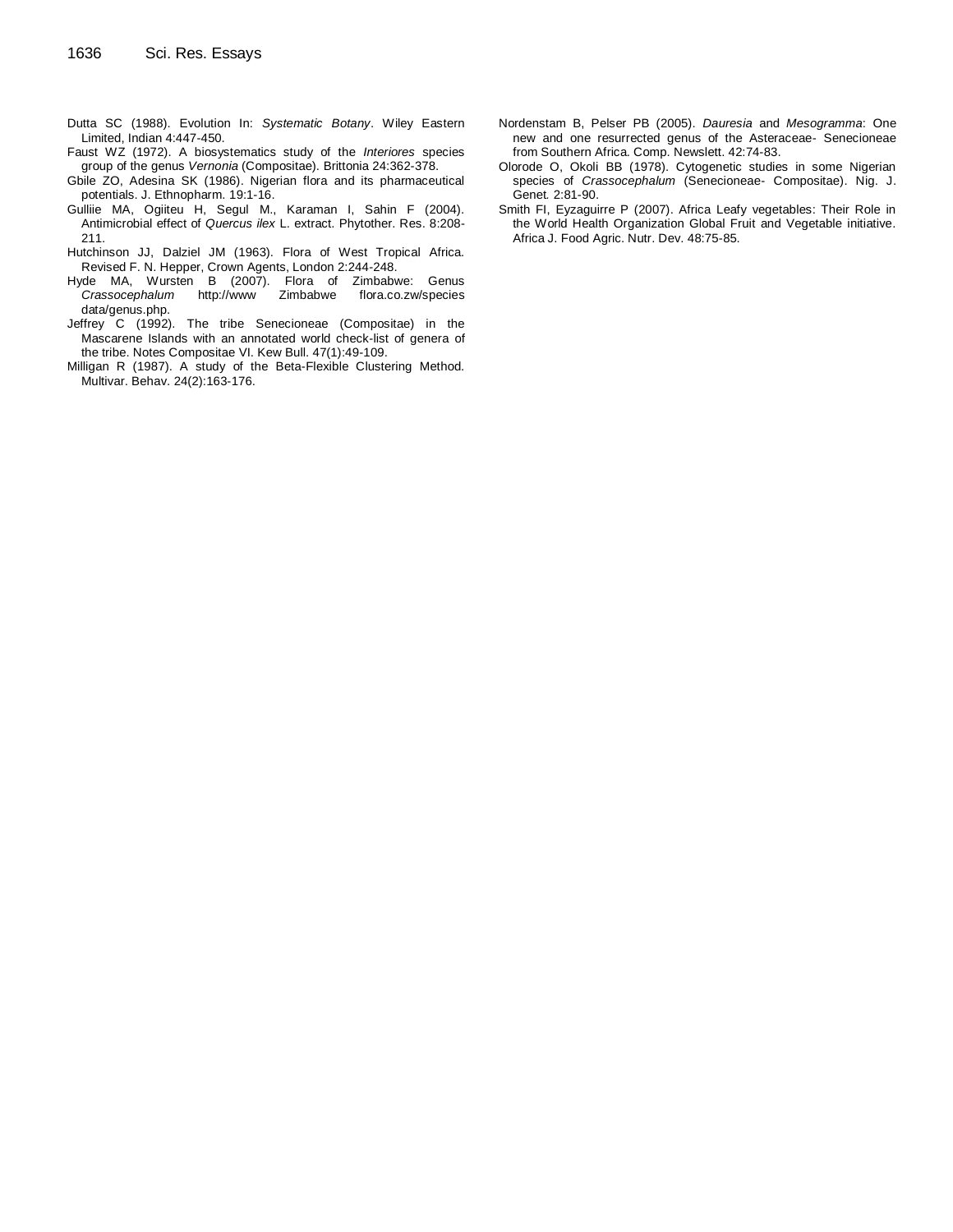Dutta SC (1988). Evolution In: *Systematic Botany*. Wiley Eastern Limited, Indian 4:447-450.

Faust WZ (1972). A biosystematics study of the *Interiores* species group of the genus *Vernonia* (Compositae). Brittonia 24:362-378.

Gbile ZO, Adesina SK (1986). Nigerian flora and its pharmaceutical potentials. J. Ethnopharm. 19:1-16.

Gulliie MA, Ogiiteu H, Segul M., Karaman I, Sahin F (2004). Antimicrobial effect of *Quercus ilex* L. extract. Phytother. Res. 8:208-211.

Hutchinson JJ, Dalziel JM (1963). Flora of West Tropical Africa. Revised F. N. Hepper, Crown Agents, London 2:244-248.

Hyde MA, Wursten B (2007). Flora of Zimbabwe: Genus *Crassocephalum* http://www Zimbabwe flora.co.zw/species data/genus.php.

Jeffrey C (1992). The tribe Senecioneae (Compositae) in the Mascarene Islands with an annotated world check-list of genera of the tribe. Notes Compositae VI. Kew Bull. 47(1):49-109.

Milligan R (1987). A study of the Beta-Flexible Clustering Method. Multivar. Behav. 24(2):163-176.

Nordenstam B, Pelser PB (2005). *Dauresia* and *Mesogramma*: One new and one resurrected genus of the Asteraceae- Senecioneae from Southern Africa. Comp. Newslett. 42:74-83.

Olorode O, Okoli BB (1978). Cytogenetic studies in some Nigerian species of *Crassocephalum* (Senecioneae- Compositae). Nig. J. Genet. 2:81-90.

Smith FI, Eyzaguirre P (2007). Africa Leafy vegetables: Their Role in the World Health Organization Global Fruit and Vegetable initiative. Africa J. Food Agric. Nutr. Dev. 48:75-85.